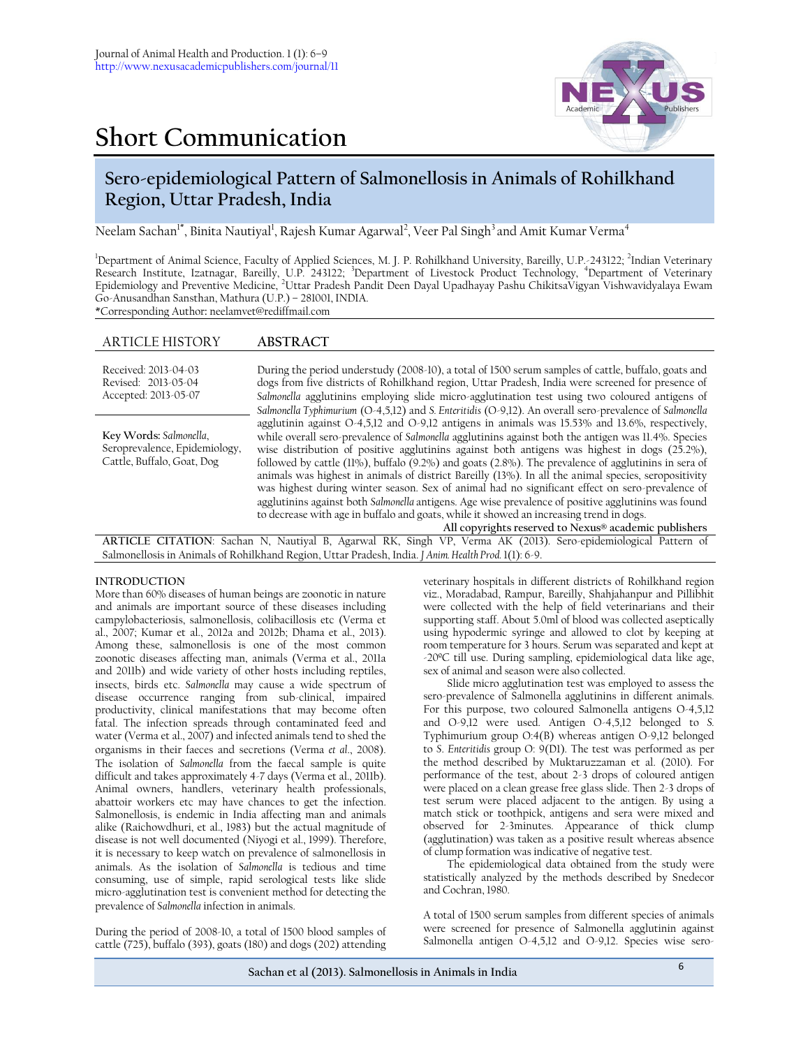# Short Communication

## Sero-epidemiological Pattern of Salmonellosis in Animals of Rohilkhand Region, Uttar Pradesh, India

Neelam Sachan[1*], Binita Nautiyal[1], Rajesh Kumar Agarwal[2], Veer Pal Singh[3] and Amit Kumar Verma[4]

[1]Department of Animal Science, Faculty of Applied Sciences, M. J. P. Rohilkhand University, Bareilly, U.P.-243122; [2]Indian Veterinary Research Institute, Izatnagar, Bareilly, U.P. 243122; [3]Department of Livestock Product Technology, [4]Department of Veterinary Epidemiology and Preventive Medicine, [2]Uttar Pradesh Pandit Deen Dayal Upadhayay Pashu ChikitsaVigyan Vishwavidyalaya Ewam Go-Anusandhan Sansthan, Mathura (U.P.) – 281001, INDIA.

*Corresponding Author: neelamvet@rediffmail.com

**ARTICLE HISTORY**

Received: 2013-04-03
Revised: 2013-05-04
Accepted: 2013-05-07

**Key Words:** *Salmonella*, Seroprevalence, Epidemiology, Cattle, Buffalo, Goat, Dog

**ABSTRACT**

During the period understudy (2008-10), a total of 1500 serum samples of cattle, buffalo, goats and dogs from five districts of Rohilkhand region, Uttar Pradesh, India were screened for presence of *Salmonella* agglutinins employing slide micro-agglutination test using two coloured antigens of *Salmonella Typhimurium* (O-4,5,12) and *S. Enteritidis* (O-9,12). An overall sero-prevalence of *Salmonella* agglutinin against O-4,5,12 and O-9,12 antigens in animals was 15.53% and 13.6%, respectively, while overall sero-prevalence of *Salmonella* agglutinins against both the antigen was 11.4%. Species wise distribution of positive agglutinins against both antigens was highest in dogs (25.2%), followed by cattle (11%), buffalo (9.2%) and goats (2.8%). The prevalence of agglutinins in sera of animals was highest in animals of district Bareilly (13%). In all the animal species, seropositivity was highest during winter season. Sex of animal had no significant effect on sero-prevalence of agglutinins against both *Salmonella* antigens. Age wise prevalence of positive agglutinins was found to decrease with age in buffalo and goats, while it showed an increasing trend in dogs.

**All copyrights reserved to Nexus® academic publishers**

**ARTICLE CITATION**: Sachan N, Nautiyal B, Agarwal RK, Singh VP, Verma AK (2013). Sero-epidemiological Pattern of Salmonellosis in Animals of Rohilkhand Region, Uttar Pradesh, India. *J Anim. Health Prod.* 1(1): 6-9.

### INTRODUCTION

More than 60% diseases of human beings are zoonotic in nature and animals are important source of these diseases including campylobacteriosis, salmonellosis, colibacillosis etc (Verma et al., 2007; Kumar et al., 2012a and 2012b; Dhama et al., 2013). Among these, salmonellosis is one of the most common zoonotic diseases affecting man, animals (Verma et al., 2011a and 2011b) and wide variety of other hosts including reptiles, insects, birds etc. *Salmonella* may cause a wide spectrum of disease occurrence ranging from sub-clinical, impaired productivity, clinical manifestations that may become often fatal. The infection spreads through contaminated feed and water (Verma et al., 2007) and infected animals tend to shed the organisms in their faeces and secretions (Verma *et al*., 2008). The isolation of *Salmonella* from the faecal sample is quite difficult and takes approximately 4-7 days (Verma et al., 2011b). Animal owners, handlers, veterinary health professionals, abattoir workers etc may have chances to get the infection. Salmonellosis, is endemic in India affecting man and animals alike (Raichowdhuri, et al., 1983) but the actual magnitude of disease is not well documented (Niyogi et al., 1999). Therefore, it is necessary to keep watch on prevalence of salmonellosis in animals. As the isolation of *Salmonella* is tedious and time consuming, use of simple, rapid serological tests like slide micro-agglutination test is convenient method for detecting the prevalence of *Salmonella* infection in animals.

During the period of 2008-10, a total of 1500 blood samples of cattle (725), buffalo (393), goats (180) and dogs (202) attending veterinary hospitals in different districts of Rohilkhand region viz., Moradabad, Rampur, Bareilly, Shahjahanpur and Pillibhit were collected with the help of field veterinarians and their supporting staff. About 5.0ml of blood was collected aseptically using hypodermic syringe and allowed to clot by keeping at room temperature for 3 hours. Serum was separated and kept at -20ºC till use. During sampling, epidemiological data like age, sex of animal and season were also collected.

Slide micro agglutination test was employed to assess the sero-prevalence of Salmonella agglutinins in different animals. For this purpose, two coloured Salmonella antigens O-4,5,12 and O-9,12 were used. Antigen O-4,5,12 belonged to *S.* Typhimurium group O:4(B) whereas antigen O-9,12 belonged to *S. Enteritidis* group O: 9(D1). The test was performed as per the method described by Muktaruzzaman et al. (2010). For performance of the test, about 2-3 drops of coloured antigen were placed on a clean grease free glass slide. Then 2-3 drops of test serum were placed adjacent to the antigen. By using a match stick or toothpick, antigens and sera were mixed and observed for 2-3minutes. Appearance of thick clump (agglutination) was taken as a positive result whereas absence of clump formation was indicative of negative test.

The epidemiological data obtained from the study were statistically analyzed by the methods described by Snedecor and Cochran, 1980.

A total of 1500 serum samples from different species of animals were screened for presence of Salmonella agglutinin against Salmonella antigen O-4,5,12 and O-9,12. Species wise sero-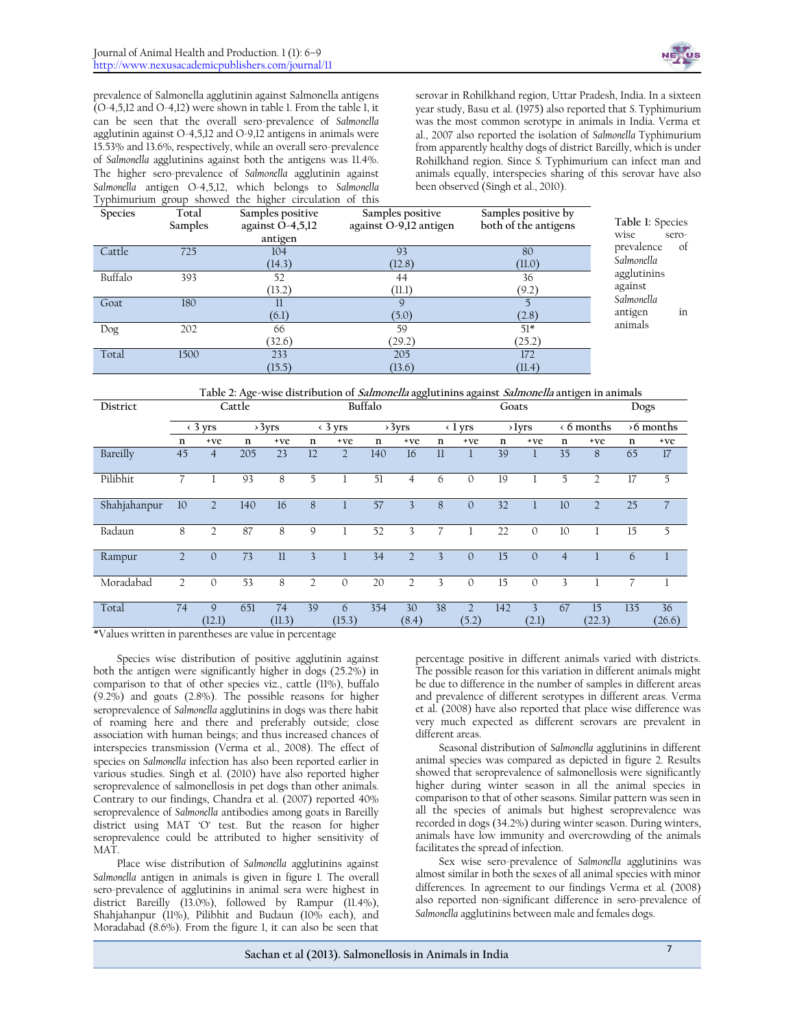prevalence of Salmonella agglutinin against Salmonella antigens (O-4,5,12 and O-4,12) were shown in table 1. From the table 1, it can be seen that the overall sero-prevalence of *Salmonella* agglutinin against O-4,5,12 and O-9,12 antigens in animals were 15.53% and 13.6%, respectively, while an overall sero-prevalence of *Salmonella* agglutinins against both the antigens was 11.4%. The higher sero-prevalence of *Salmonella* agglutinin against *Salmonella* antigen O-4,5,12, which belongs to *Salmonella* Typhimurium group showed the higher circulation of this serovar in Rohilkhand region, Uttar Pradesh, India. In a sixteen year study, Basu et al. (1975) also reported that S. Typhimurium was the most common serotype in animals in India. Verma et al., 2007 also reported the isolation of *Salmonella* Typhimurium from apparently healthy dogs of district Bareilly, which is under Rohilkhand region. Since S. Typhimurium can infect man and animals equally, interspecies sharing of this serovar have also been observed (Singh et al., 2010).

**Table 1:** Species wise sero-prevalence of *Salmonella* agglutinins against *Salmonella* antigen in animals

| Species | Total Samples | Samples positive against O-4,5,12 antigen | Samples positive against O-9,12 antigen | Samples positive by both of the antigens |
|---|---|---|---|---|
| Cattle | 725 | 104 (14.3) | 93 (12.8) | 80 (11.0) |
| Buffalo | 393 | 52 (13.2) | 44 (11.1) | 36 (9.2) |
| Goat | 180 | 11 (6.1) | 9 (5.0) | 5 (2.8) |
| Dog | 202 | 66 (32.6) | 59 (29.2) | 51* (25.2) |
| Total | 1500 | 233 (15.5) | 205 (13.6) | 172 (11.4) |

Table 2: Age-wise distribution of *Salmonella* agglutinins against *Salmonella* antigen in animals

| District | Cattle | | | | Buffalo | | | | Goats | | | | Dogs | | | |
|---|---|---|---|---|---|---|---|---|---|---|---|---|---|---|---|---|
| | < 3 yrs | | >3yrs | | < 3 yrs | | >3yrs | | < 1 yrs | | >1yrs | | < 6 months | | >6 months | |
| | n | +ve | n | +ve | n | +ve | n | +ve | n | +ve | n | +ve | n | +ve | n | +ve |
| Bareilly | 45 | 4 | 205 | 23 | 12 | 2 | 140 | 16 | 11 | 1 | 39 | 1 | 35 | 8 | 65 | 17 |
| Pilibhit | 7 | 1 | 93 | 8 | 5 | 1 | 51 | 4 | 6 | 0 | 19 | 1 | 5 | 2 | 17 | 5 |
| Shahjahanpur | 10 | 2 | 140 | 16 | 8 | 1 | 57 | 3 | 8 | 0 | 32 | 1 | 10 | 2 | 25 | 7 |
| Badaun | 8 | 2 | 87 | 8 | 9 | 1 | 52 | 3 | 7 | 1 | 22 | 0 | 10 | 1 | 15 | 5 |
| Rampur | 2 | 0 | 73 | 11 | 3 | 1 | 34 | 2 | 3 | 0 | 15 | 0 | 4 | 1 | 6 | 1 |
| Moradabad | 2 | 0 | 53 | 8 | 2 | 0 | 20 | 2 | 3 | 0 | 15 | 0 | 3 | 1 | 7 | 1 |
| Total | 74 | 9 (12.1) | 651 | 74 (11.3) | 39 | 6 (15.3) | 354 | 30 (8.4) | 38 | 2 (5.2) | 142 | 3 (2.1) | 67 | 15 (22.3) | 135 | 36 (26.6) |

*Values written in parentheses are value in percentage

Species wise distribution of positive agglutinin against both the antigen were significantly higher in dogs (25.2%) in comparison to that of other species viz., cattle (11%), buffalo (9.2%) and goats (2.8%). The possible reasons for higher seroprevalence of *Salmonella* agglutinins in dogs was there habit of roaming here and there and preferably outside; close association with human beings; and thus increased chances of interspecies transmission (Verma et al., 2008). The effect of species on *Salmonella* infection has also been reported earlier in various studies. Singh et al. (2010) have also reported higher seroprevalence of salmonellosis in pet dogs than other animals. Contrary to our findings, Chandra et al. (2007) reported 40% seroprevalence of *Salmonella* antibodies among goats in Bareilly district using MAT 'O' test. But the reason for higher seroprevalence could be attributed to higher sensitivity of MAT.

Place wise distribution of *Salmonella* agglutinins against *Salmonella* antigen in animals is given in figure 1. The overall sero-prevalence of agglutinins in animal sera were highest in district Bareilly (13.0%), followed by Rampur (11.4%), Shahjahanpur (11%), Pilibhit and Budaun (10% each), and Moradabad (8.6%). From the figure 1, it can also be seen that percentage positive in different animals varied with districts. The possible reason for this variation in different animals might be due to difference in the number of samples in different areas and prevalence of different serotypes in different areas. Verma et al. (2008) have also reported that place wise difference was very much expected as different serovars are prevalent in different areas.

Seasonal distribution of *Salmonella* agglutinins in different animal species was compared as depicted in figure 2. Results showed that seroprevalence of salmonellosis were significantly higher during winter season in all the animal species in comparison to that of other seasons. Similar pattern was seen in all the species of animals but highest seroprevalence was recorded in dogs (34.2%) during winter season. During winters, animals have low immunity and overcrowding of the animals facilitates the spread of infection.

Sex wise sero-prevalence of *Salmonella* agglutinins was almost similar in both the sexes of all animal species with minor differences. In agreement to our findings Verma et al. (2008) also reported non-significant difference in sero-prevalence of *Salmonella* agglutinins between male and females dogs.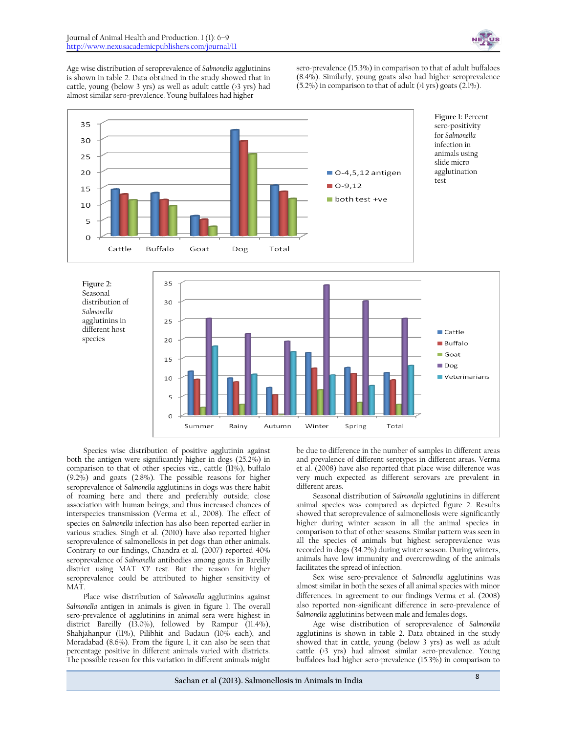Age wise distribution of seroprevalence of *Salmonella* agglutinins is shown in table 2. Data obtained in the study showed that in cattle, young (below 3 yrs) as well as adult cattle (>3 yrs) had almost similar sero-prevalence. Young buffaloes had higher sero-prevalence (15.3%) in comparison to that of adult buffaloes (8.4%). Similarly, young goats also had higher seroprevalence (5.2%) in comparison to that of adult (>1 yrs) goats (2.1%).

**Figure 1:** Percent sero-positivity for *Salmonella* infection in animals using slide micro agglutination test

**Figure 2:** Seasonal distribution of *Salmonella* agglutinins in different host species

Species wise distribution of positive agglutinin against both the antigen were significantly higher in dogs (25.2%) in comparison to that of other species viz., cattle (11%), buffalo (9.2%) and goats (2.8%). The possible reasons for higher seroprevalence of *Salmonella* agglutinins in dogs was there habit of roaming here and there and preferably outside; close association with human beings; and thus increased chances of interspecies transmission (Verma et al., 2008). The effect of species on *Salmonella* infection has also been reported earlier in various studies. Singh et al. (2010) have also reported higher seroprevalence of salmonellosis in pet dogs than other animals. Contrary to our findings, Chandra et al. (2007) reported 40% seroprevalence of *Salmonella* antibodies among goats in Bareilly district using MAT 'O' test. But the reason for higher seroprevalence could be attributed to higher sensitivity of MAT.

Place wise distribution of *Salmonella* agglutinins against *Salmonella* antigen in animals is given in figure 1. The overall sero-prevalence of agglutinins in animal sera were highest in district Bareilly (13.0%), followed by Rampur (11.4%), Shahjahanpur (11%), Pilibhit and Budaun (10% each), and Moradabad (8.6%). From the figure 1, it can also be seen that percentage positive in different animals varied with districts. The possible reason for this variation in different animals might be due to difference in the number of samples in different areas and prevalence of different serotypes in different areas. Verma et al. (2008) have also reported that place wise difference was very much expected as different serovars are prevalent in different areas.

Seasonal distribution of *Salmonella* agglutinins in different animal species was compared as depicted figure 2. Results showed that seroprevalence of salmonellosis were significantly higher during winter season in all the animal species in comparison to that of other seasons. Similar pattern was seen in all the species of animals but highest seroprevalence was recorded in dogs (34.2%) during winter season. During winters, animals have low immunity and overcrowding of the animals facilitates the spread of infection.

Sex wise sero-prevalence of *Salmonella* agglutinins was almost similar in both the sexes of all animal species with minor differences. In agreement to our findings Verma et al. (2008) also reported non-significant difference in sero-prevalence of *Salmonella* agglutinins between male and females dogs.

Age wise distribution of seroprevalence of *Salmonella* agglutinins is shown in table 2. Data obtained in the study showed that in cattle, young (below 3 yrs) as well as adult cattle (>3 yrs) had almost similar sero-prevalence. Young buffaloes had higher sero-prevalence (15.3%) in comparison to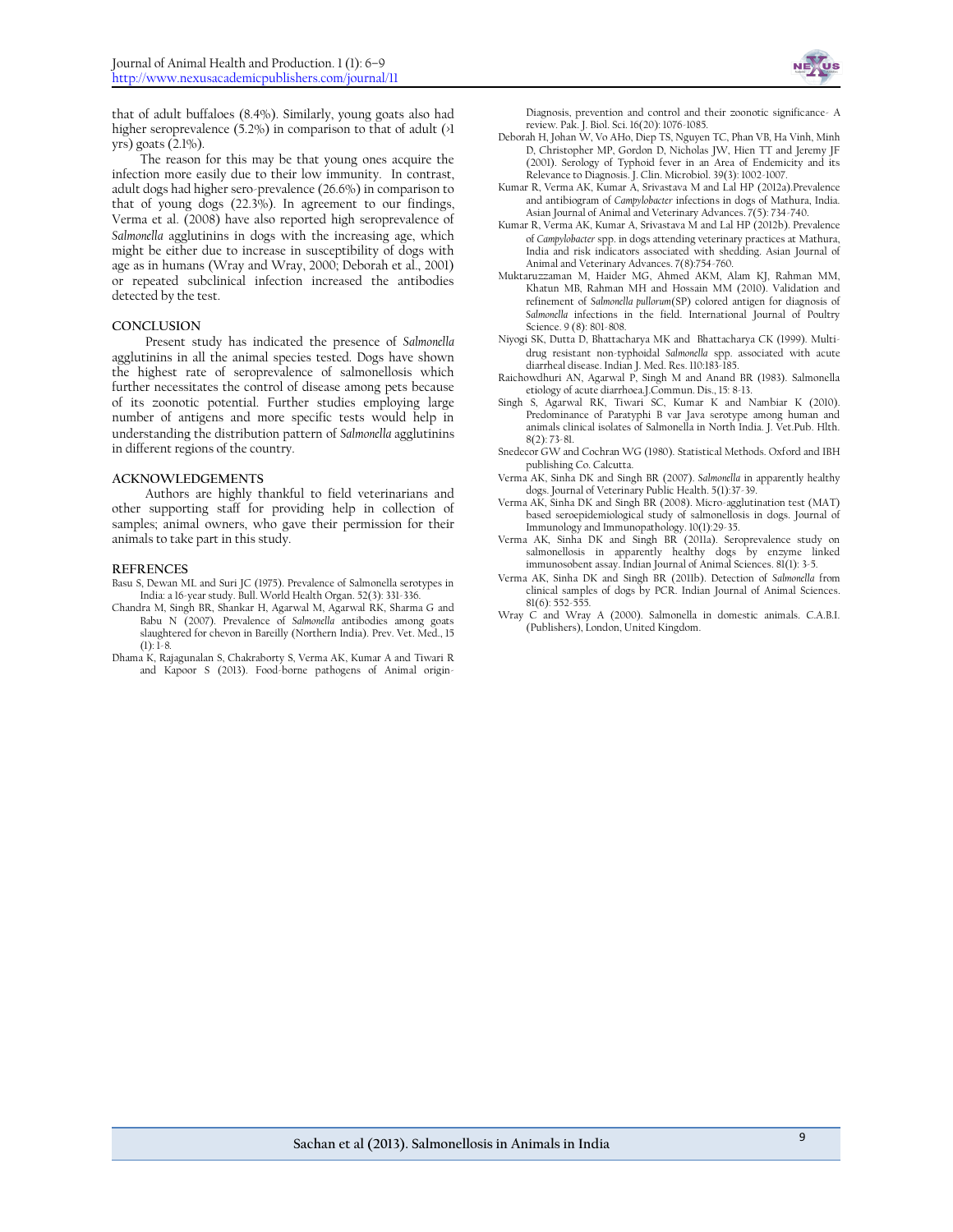that of adult buffaloes (8.4%). Similarly, young goats also had higher seroprevalence (5.2%) in comparison to that of adult (>1 yrs) goats (2.1%).

The reason for this may be that young ones acquire the infection more easily due to their low immunity. In contrast, adult dogs had higher sero-prevalence (26.6%) in comparison to that of young dogs (22.3%). In agreement to our findings, Verma et al. (2008) have also reported high seroprevalence of *Salmonella* agglutinins in dogs with the increasing age, which might be either due to increase in susceptibility of dogs with age as in humans (Wray and Wray, 2000; Deborah et al., 2001) or repeated subclinical infection increased the antibodies detected by the test.

## CONCLUSION

Present study has indicated the presence of *Salmonella* agglutinins in all the animal species tested. Dogs have shown the highest rate of seroprevalence of salmonellosis which further necessitates the control of disease among pets because of its zoonotic potential. Further studies employing large number of antigens and more specific tests would help in understanding the distribution pattern of *Salmonella* agglutinins in different regions of the country.

## ACKNOWLEDGEMENTS

Authors are highly thankful to field veterinarians and other supporting staff for providing help in collection of samples; animal owners, who gave their permission for their animals to take part in this study.

## REFRENCES

Basu S, Dewan ML and Suri JC (1975). Prevalence of Salmonella serotypes in India: a 16-year study. Bull. World Health Organ. 52(3): 331-336.

Chandra M, Singh BR, Shankar H, Agarwal M, Agarwal RK, Sharma G and Babu N (2007). Prevalence of *Salmonella* antibodies among goats slaughtered for chevon in Bareilly (Northern India). Prev. Vet. Med., 15 (1): 1-8.

Dhama K, Rajagunalan S, Chakraborty S, Verma AK, Kumar A and Tiwari R and Kapoor S (2013). Food-borne pathogens of Animal origin-Diagnosis, prevention and control and their zoonotic significance- A review. Pak. J. Biol. Sci. 16(20): 1076-1085.

Deborah H, Johan W, Vo AHo, Diep TS, Nguyen TC, Phan VB, Ha Vinh, Minh D, Christopher MP, Gordon D, Nicholas JW, Hien TT and Jeremy JF (2001). Serology of Typhoid fever in an Area of Endemicity and its Relevance to Diagnosis. J. Clin. Microbiol. 39(3): 1002-1007.

Kumar R, Verma AK, Kumar A, Srivastava M and Lal HP (2012a).Prevalence and antibiogram of *Campylobacter* infections in dogs of Mathura, India. Asian Journal of Animal and Veterinary Advances. 7(5): 734-740.

Kumar R, Verma AK, Kumar A, Srivastava M and Lal HP (2012b). Prevalence of *Campylobacter* spp. in dogs attending veterinary practices at Mathura, India and risk indicators associated with shedding. Asian Journal of Animal and Veterinary Advances. 7(8):754-760.

Muktaruzzaman M, Haider MG, Ahmed AKM, Alam KJ, Rahman MM, Khatun MB, Rahman MH and Hossain MM (2010). Validation and refinement of *Salmonella pullorum*(SP) colored antigen for diagnosis of *Salmonella* infections in the field. International Journal of Poultry Science. 9 (8): 801-808.

Niyogi SK, Dutta D, Bhattacharya MK and Bhattacharya CK (1999). Multi-drug resistant non-typhoidal *Salmonella* spp. associated with acute diarrheal disease. Indian J. Med. Res. 110:183-185.

Raichowdhuri AN, Agarwal P, Singh M and Anand BR (1983). Salmonella etiology of acute diarrhoea.J.Commun. Dis., 15: 8-13.

Singh S, Agarwal RK, Tiwari SC, Kumar K and Nambiar K (2010). Predominance of Paratyphi B var Java serotype among human and animals clinical isolates of Salmonella in North India. J. Vet.Pub. Hlth. 8(2): 73-81.

Snedecor GW and Cochran WG (1980). Statistical Methods. Oxford and IBH publishing Co. Calcutta.

Verma AK, Sinha DK and Singh BR (2007). *Salmonella* in apparently healthy dogs. Journal of Veterinary Public Health. 5(1):37-39.

Verma AK, Sinha DK and Singh BR (2008). Micro-agglutination test (MAT) based seroepidemiological study of salmonellosis in dogs. Journal of Immunology and Immunopathology. 10(1):29-35.

Verma AK, Sinha DK and Singh BR (2011a). Seroprevalence study on salmonellosis in apparently healthy dogs by enzyme linked immunosobent assay. Indian Journal of Animal Sciences. 81(1): 3-5.

Verma AK, Sinha DK and Singh BR (2011b). Detection of *Salmonella* from clinical samples of dogs by PCR. Indian Journal of Animal Sciences. 81(6): 552-555.

Wray C and Wray A (2000). Salmonella in domestic animals. C.A.B.I. (Publishers), London, United Kingdom.